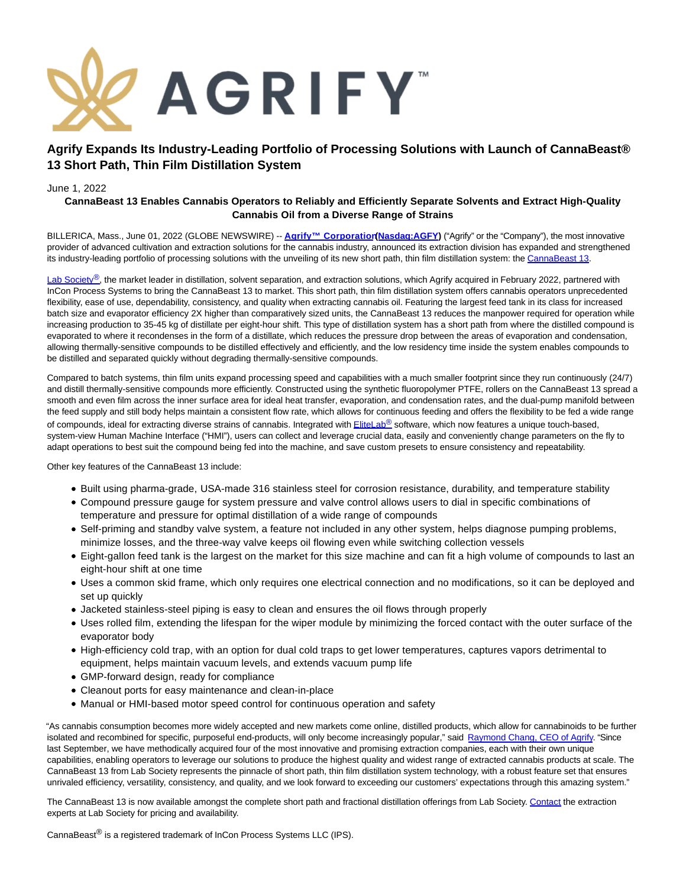AGRIFY™

# Agrify Expands Its Industry-Leading Portfolio of Processing Solutions with Launch of CannaBeast® 13 Short Path, Thin Film Distillation System

June 1, 2022

**CannaBeast 13 Enables Cannabis Operators to Reliably and Efficiently Separate Solvents and Extract High-Quality Cannabis Oil from a Diverse Range of Strains**

BILLERICA, Mass., June 01, 2022 (GLOBE NEWSWIRE) -- **Agrify™ Corporation** (**Nasdaq:AGFY**) ("Agrify" or the "Company"), the most innovative provider of advanced cultivation and extraction solutions for the cannabis industry, announced its extraction division has expanded and strengthened its industry-leading portfolio of processing solutions with the unveiling of its new short path, thin film distillation system: the CannaBeast 13.

Lab Society®, the market leader in distillation, solvent separation, and extraction solutions, which Agrify acquired in February 2022, partnered with InCon Process Systems to bring the CannaBeast 13 to market. This short path, thin film distillation system offers cannabis operators unprecedented flexibility, ease of use, dependability, consistency, and quality when extracting cannabis oil. Featuring the largest feed tank in its class for increased batch size and evaporator efficiency 2X higher than comparatively sized units, the CannaBeast 13 reduces the manpower required for operation while increasing production to 35-45 kg of distillate per eight-hour shift. This type of distillation system has a short path from where the distilled compound is evaporated to where it recondenses in the form of a distillate, which reduces the pressure drop between the areas of evaporation and condensation, allowing thermally-sensitive compounds to be distilled effectively and efficiently, and the low residency time inside the system enables compounds to be distilled and separated quickly without degrading thermally-sensitive compounds.

Compared to batch systems, thin film units expand processing speed and capabilities with a much smaller footprint since they run continuously (24/7) and distill thermally-sensitive compounds more efficiently. Constructed using the synthetic fluoropolymer PTFE, rollers on the CannaBeast 13 spread a smooth and even film across the inner surface area for ideal heat transfer, evaporation, and condensation rates, and the dual-pump manifold between the feed supply and still body helps maintain a consistent flow rate, which allows for continuous feeding and offers the flexibility to be fed a wide range of compounds, ideal for extracting diverse strains of cannabis. Integrated with EliteLab® software, which now features a unique touch-based, system-view Human Machine Interface ("HMI"), users can collect and leverage crucial data, easily and conveniently change parameters on the fly to adapt operations to best suit the compound being fed into the machine, and save custom presets to ensure consistency and repeatability.

Other key features of the CannaBeast 13 include:

- Built using pharma-grade, USA-made 316 stainless steel for corrosion resistance, durability, and temperature stability
- Compound pressure gauge for system pressure and valve control allows users to dial in specific combinations of temperature and pressure for optimal distillation of a wide range of compounds
- Self-priming and standby valve system, a feature not included in any other system, helps diagnose pumping problems, minimize losses, and the three-way valve keeps oil flowing even while switching collection vessels
- Eight-gallon feed tank is the largest on the market for this size machine and can fit a high volume of compounds to last an eight-hour shift at one time
- Uses a common skid frame, which only requires one electrical connection and no modifications, so it can be deployed and set up quickly
- Jacketed stainless-steel piping is easy to clean and ensures the oil flows through properly
- Uses rolled film, extending the lifespan for the wiper module by minimizing the forced contact with the outer surface of the evaporator body
- High-efficiency cold trap, with an option for dual cold traps to get lower temperatures, captures vapors detrimental to equipment, helps maintain vacuum levels, and extends vacuum pump life
- GMP-forward design, ready for compliance
- Cleanout ports for easy maintenance and clean-in-place
- Manual or HMI-based motor speed control for continuous operation and safety

"As cannabis consumption becomes more widely accepted and new markets come online, distilled products, which allow for cannabinoids to be further isolated and recombined for specific, purposeful end-products, will only become increasingly popular," said Raymond Chang, CEO of Agrify. "Since last September, we have methodically acquired four of the most innovative and promising extraction companies, each with their own unique capabilities, enabling operators to leverage our solutions to produce the highest quality and widest range of extracted cannabis products at scale. The CannaBeast 13 from Lab Society represents the pinnacle of short path, thin film distillation system technology, with a robust feature set that ensures unrivaled efficiency, versatility, consistency, and quality, and we look forward to exceeding our customers' expectations through this amazing system."

The CannaBeast 13 is now available amongst the complete short path and fractional distillation offerings from Lab Society. Contact the extraction experts at Lab Society for pricing and availability.

CannaBeast® is a registered trademark of InCon Process Systems LLC (IPS).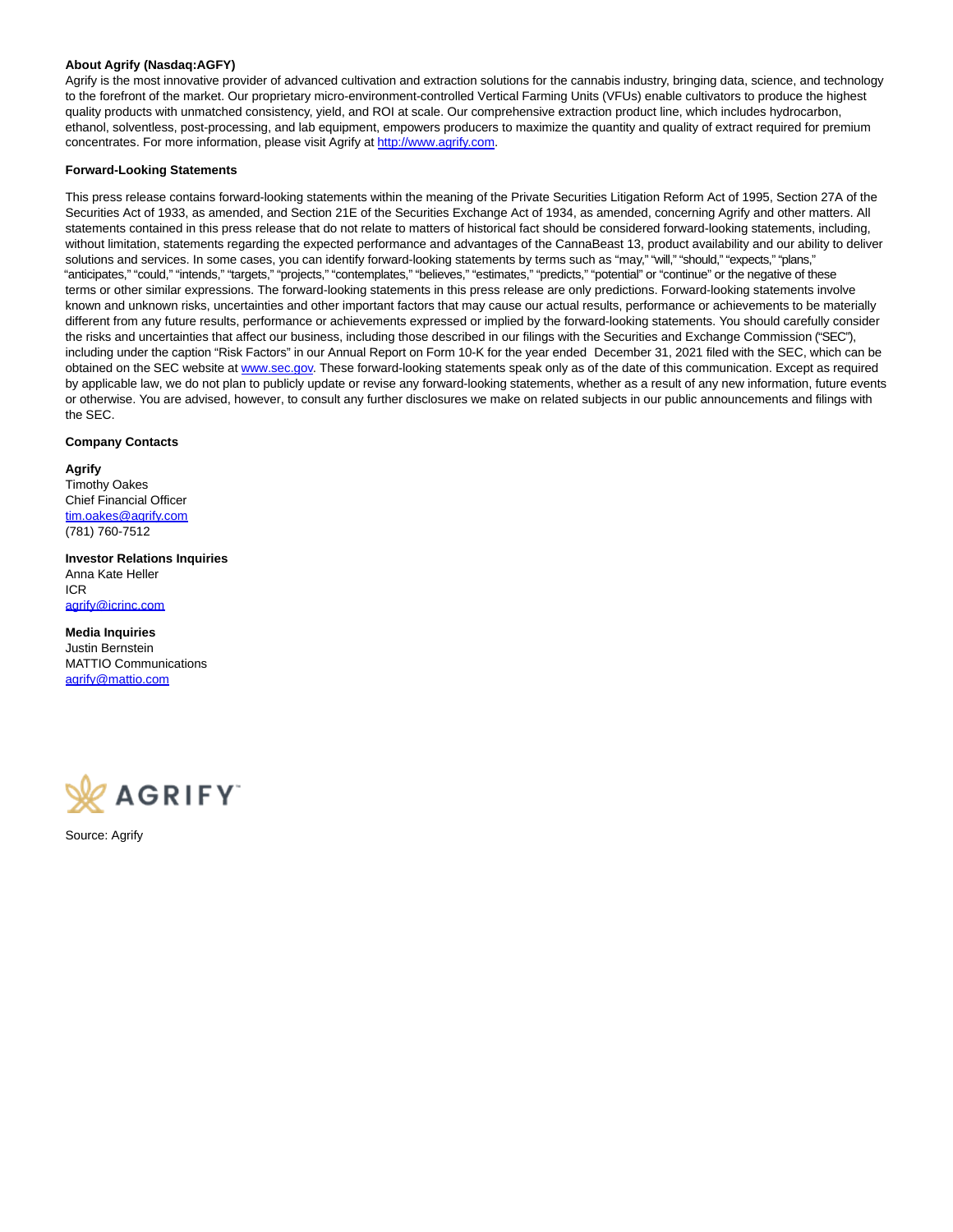**About Agrify (Nasdaq:AGFY)**

Agrify is the most innovative provider of advanced cultivation and extraction solutions for the cannabis industry, bringing data, science, and technology to the forefront of the market. Our proprietary micro-environment-controlled Vertical Farming Units (VFUs) enable cultivators to produce the highest quality products with unmatched consistency, yield, and ROI at scale. Our comprehensive extraction product line, which includes hydrocarbon, ethanol, solventless, post-processing, and lab equipment, empowers producers to maximize the quantity and quality of extract required for premium concentrates. For more information, please visit Agrify at [http://www.agrify.com](http://www.agrify.com).

**Forward-Looking Statements**

This press release contains forward-looking statements within the meaning of the Private Securities Litigation Reform Act of 1995, Section 27A of the Securities Act of 1933, as amended, and Section 21E of the Securities Exchange Act of 1934, as amended, concerning Agrify and other matters. All statements contained in this press release that do not relate to matters of historical fact should be considered forward-looking statements, including, without limitation, statements regarding the expected performance and advantages of the CannaBeast 13, product availability and our ability to deliver solutions and services. In some cases, you can identify forward-looking statements by terms such as "may," "will," "should," "expects," "plans," "anticipates," "could," "intends," "targets," "projects," "contemplates," "believes," "estimates," "predicts," "potential" or "continue" or the negative of these terms or other similar expressions. The forward-looking statements in this press release are only predictions. Forward-looking statements involve known and unknown risks, uncertainties and other important factors that may cause our actual results, performance or achievements to be materially different from any future results, performance or achievements expressed or implied by the forward-looking statements. You should carefully consider the risks and uncertainties that affect our business, including those described in our filings with the Securities and Exchange Commission ("SEC"), including under the caption "Risk Factors" in our Annual Report on Form 10-K for the year ended December 31, 2021 filed with the SEC, which can be obtained on the SEC website at [www.sec.gov](www.sec.gov). These forward-looking statements speak only as of the date of this communication. Except as required by applicable law, we do not plan to publicly update or revise any forward-looking statements, whether as a result of any new information, future events or otherwise. You are advised, however, to consult any further disclosures we make on related subjects in our public announcements and filings with the SEC.

**Company Contacts**

**Agrify**
Timothy Oakes
Chief Financial Officer
[tim.oakes@agrify.com](mailto:tim.oakes@agrify.com)
(781) 760-7512

**Investor Relations Inquiries**
Anna Kate Heller
ICR
[agrify@icrinc.com](mailto:agrify@icrinc.com)

**Media Inquiries**
Justin Bernstein
MATTIO Communications
[agrify@mattio.com](mailto:agrify@mattio.com)

AGRIFY

Source: Agrify